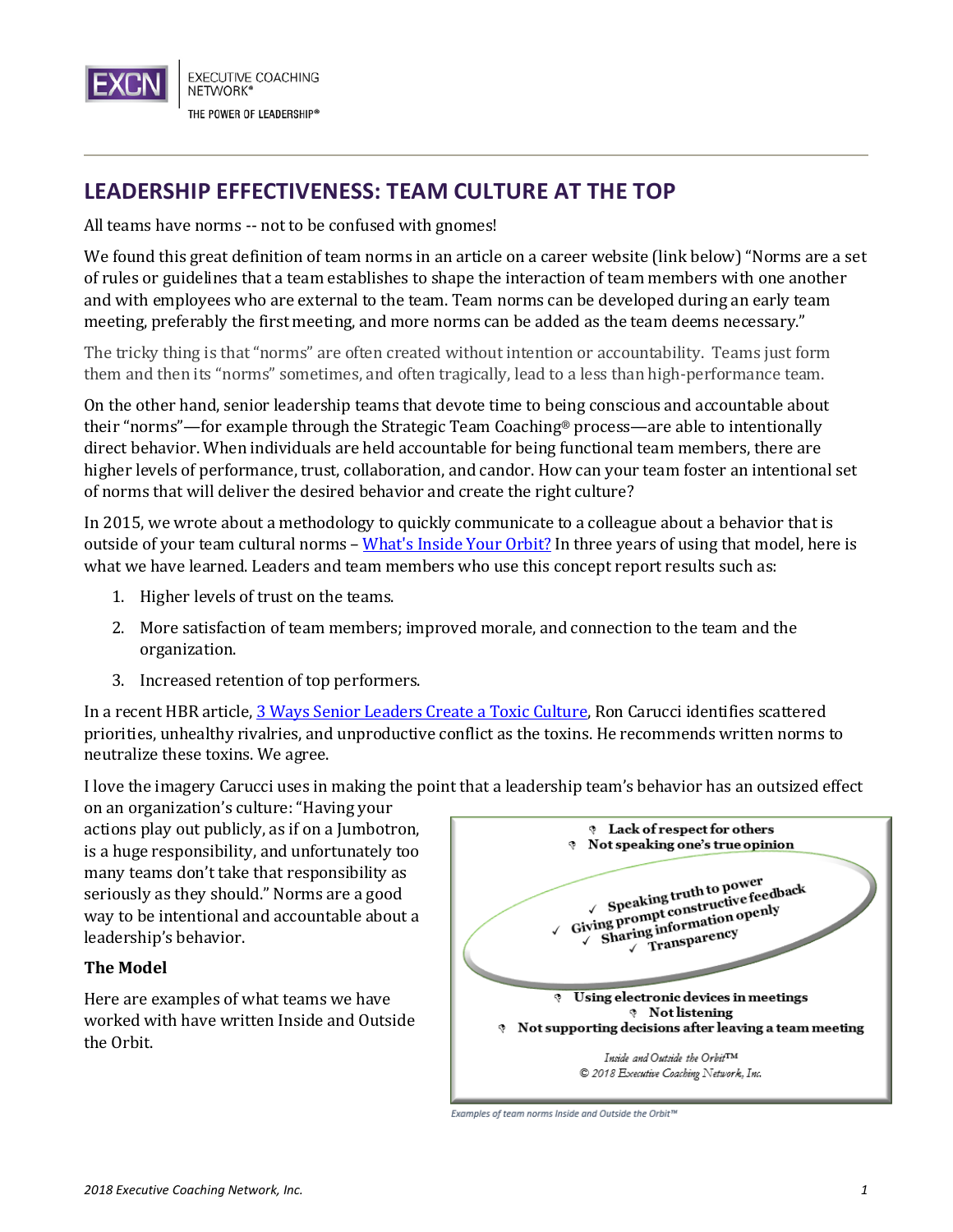# LEADERSHIP EFFECTIVENESS: TEAM CULTURE AT THE TOP

All teams have norms -- not to be confused with gnomes!

We found this great definition of team norms in an article on a career website (link below) "Norms are a set of rules or guidelines that a team establishes to shape the interaction of team members with one another and with employees who are external to the team. Team norms can be developed during an early team meeting, preferably the first meeting, and more norms can be added as the team deems necessary."

The tricky thing is that "norms" are often created without intention or accountability. Teams just form them and then its "norms" sometimes, and often tragically, lead to a less than high-performance team.

On the other hand, senior leadership teams that devote time to being conscious and accountable about their "norms"—for example through the Strategic Team Coaching® process—are able to intentionally direct behavior. When individuals are held accountable for being functional team members, there are higher levels of performance, trust, collaboration, and candor. How can your team foster an intentional set of norms that will deliver the desired behavior and create the right culture?

In 2015, we wrote about a methodology to quickly communicate to a colleague about a behavior that is outside of your team cultural norms – [What's Inside Your Orbit?] In three years of using that model, here is what we have learned. Leaders and team members who use this concept report results such as:

1. Higher levels of trust on the teams.
2. More satisfaction of team members; improved morale, and connection to the team and the organization.
3. Increased retention of top performers.

In a recent HBR article, [3 Ways Senior Leaders Create a Toxic Culture], Ron Carucci identifies scattered priorities, unhealthy rivalries, and unproductive conflict as the toxins. He recommends written norms to neutralize these toxins. We agree.

I love the imagery Carucci uses in making the point that a leadership team's behavior has an outsized effect on an organization's culture: "Having your actions play out publicly, as if on a Jumbotron, is a huge responsibility, and unfortunately too many teams don't take that responsibility as seriously as they should." Norms are a good way to be intentional and accountable about a leadership's behavior.

**The Model**

Here are examples of what teams we have worked with have written Inside and Outside the Orbit.

- Lack of respect for others
- Not speaking one's true opinion

✓ Speaking truth to power
✓ Giving prompt constructive feedback
✓ Sharing information openly
✓ Transparency

- Using electronic devices in meetings
- Not listening
- Not supporting decisions after leaving a team meeting

*Inside and Outside the Orbit™*
*© 2018 Executive Coaching Network, Inc.*

*Examples of team norms Inside and Outside the Orbit™*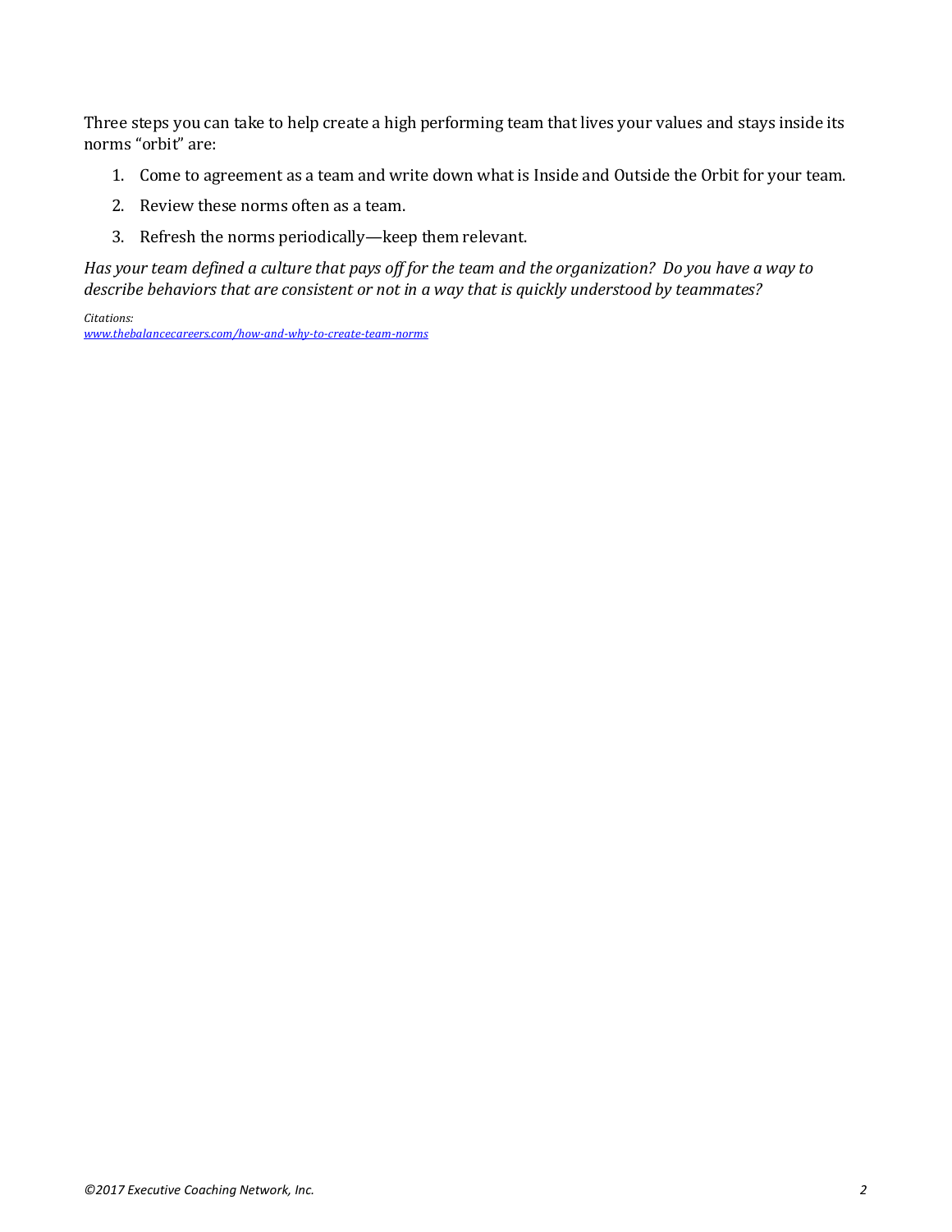Three steps you can take to help create a high performing team that lives your values and stays inside its norms "orbit" are:

1. Come to agreement as a team and write down what is Inside and Outside the Orbit for your team.
2. Review these norms often as a team.
3. Refresh the norms periodically—keep them relevant.

*Has your team defined a culture that pays off for the team and the organization? Do you have a way to describe behaviors that are consistent or not in a way that is quickly understood by teammates?*

*Citations:*
*[www.thebalancecareers.com/how-and-why-to-create-team-norms](www.thebalancecareers.com/how-and-why-to-create-team-norms)*

*©2017 Executive Coaching Network, Inc.*